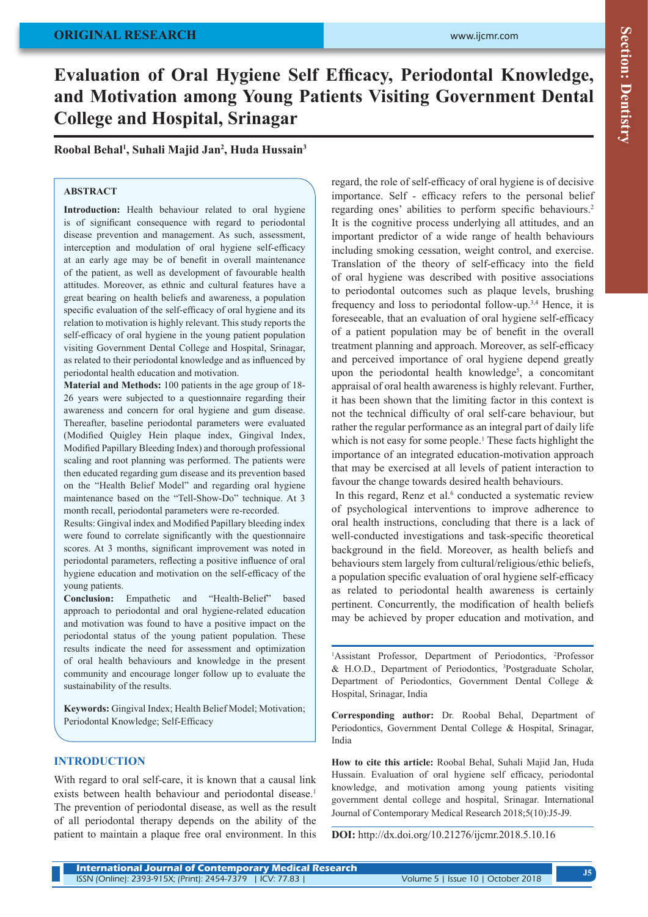ORIGINAL RESEARCH

# Evaluation of Oral Hygiene Self Efficacy, Periodontal Knowledge, and Motivation among Young Patients Visiting Government Dental College and Hospital, Srinagar

**Roobal Behal[1], Suhali Majid Jan[2], Huda Hussain[3]**

## ABSTRACT

**Introduction:** Health behaviour related to oral hygiene is of significant consequence with regard to periodontal disease prevention and management. As such, assessment, interception and modulation of oral hygiene self-efficacy at an early age may be of benefit in overall maintenance of the patient, as well as development of favourable health attitudes. Moreover, as ethnic and cultural features have a great bearing on health beliefs and awareness, a population specific evaluation of the self-efficacy of oral hygiene and its relation to motivation is highly relevant. This study reports the self-efficacy of oral hygiene in the young patient population visiting Government Dental College and Hospital, Srinagar, as related to their periodontal knowledge and as influenced by periodontal health education and motivation.

**Material and Methods:** 100 patients in the age group of 18-26 years were subjected to a questionnaire regarding their awareness and concern for oral hygiene and gum disease. Thereafter, baseline periodontal parameters were evaluated (Modified Quigley Hein plaque index, Gingival Index, Modified Papillary Bleeding Index) and thorough professional scaling and root planning was performed. The patients were then educated regarding gum disease and its prevention based on the "Health Belief Model" and regarding oral hygiene maintenance based on the "Tell-Show-Do" technique. At 3 month recall, periodontal parameters were re-recorded.

Results: Gingival index and Modified Papillary bleeding index were found to correlate significantly with the questionnaire scores. At 3 months, significant improvement was noted in periodontal parameters, reflecting a positive influence of oral hygiene education and motivation on the self-efficacy of the young patients.

**Conclusion:** Empathetic and "Health-Belief" based approach to periodontal and oral hygiene-related education and motivation was found to have a positive impact on the periodontal status of the young patient population. These results indicate the need for assessment and optimization of oral health behaviours and knowledge in the present community and encourage longer follow up to evaluate the sustainability of the results.

**Keywords:** Gingival Index; Health Belief Model; Motivation; Periodontal Knowledge; Self-Efficacy

## INTRODUCTION

With regard to oral self-care, it is known that a causal link exists between health behaviour and periodontal disease.[1] The prevention of periodontal disease, as well as the result of all periodontal therapy depends on the ability of the patient to maintain a plaque free oral environment. In this regard, the role of self-efficacy of oral hygiene is of decisive importance. Self - efficacy refers to the personal belief regarding ones' abilities to perform specific behaviours.[2] It is the cognitive process underlying all attitudes, and an important predictor of a wide range of health behaviours including smoking cessation, weight control, and exercise. Translation of the theory of self-efficacy into the field of oral hygiene was described with positive associations to periodontal outcomes such as plaque levels, brushing frequency and loss to periodontal follow-up.[3,4] Hence, it is foreseeable, that an evaluation of oral hygiene self-efficacy of a patient population may be of benefit in the overall treatment planning and approach. Moreover, as self-efficacy and perceived importance of oral hygiene depend greatly upon the periodontal health knowledge[5], a concomitant appraisal of oral health awareness is highly relevant. Further, it has been shown that the limiting factor in this context is not the technical difficulty of oral self-care behaviour, but rather the regular performance as an integral part of daily life which is not easy for some people.[1] These facts highlight the importance of an integrated education-motivation approach that may be exercised at all levels of patient interaction to favour the change towards desired health behaviours.

In this regard, Renz et al.[6] conducted a systematic review of psychological interventions to improve adherence to oral health instructions, concluding that there is a lack of well-conducted investigations and task-specific theoretical background in the field. Moreover, as health beliefs and behaviours stem largely from cultural/religious/ethic beliefs, a population specific evaluation of oral hygiene self-efficacy as related to periodontal health awareness is certainly pertinent. Concurrently, the modification of health beliefs may be achieved by proper education and motivation, and

[1]Assistant Professor, Department of Periodontics, [2]Professor & H.O.D., Department of Periodontics, [3]Postgraduate Scholar, Department of Periodontics, Government Dental College & Hospital, Srinagar, India

**Corresponding author:** Dr. Roobal Behal, Department of Periodontics, Government Dental College & Hospital, Srinagar, India

**How to cite this article:** Roobal Behal, Suhali Majid Jan, Huda Hussain. Evaluation of oral hygiene self efficacy, periodontal knowledge, and motivation among young patients visiting government dental college and hospital, Srinagar. International Journal of Contemporary Medical Research 2018;5(10):J5-J9.

**DOI:** http://dx.doi.org/10.21276/ijcmr.2018.5.10.16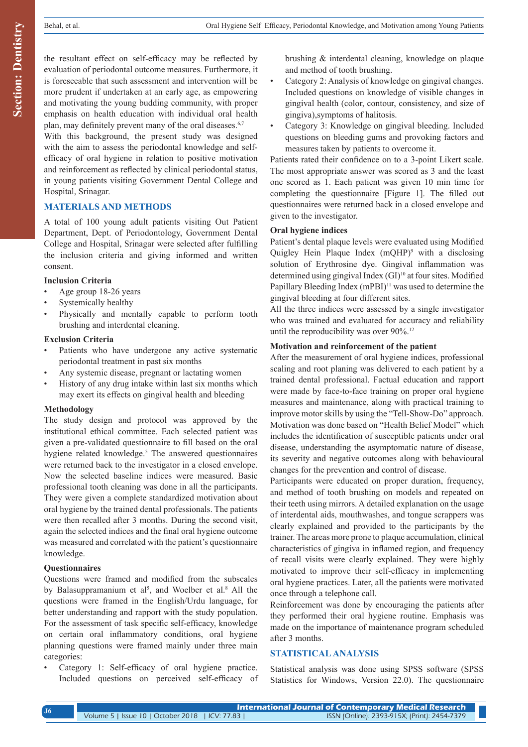the resultant effect on self-efficacy may be reflected by evaluation of periodontal outcome measures. Furthermore, it is foreseeable that such assessment and intervention will be more prudent if undertaken at an early age, as empowering and motivating the young budding community, with proper emphasis on health education with individual oral health plan, may definitely prevent many of the oral diseases.[6,7]

With this background, the present study was designed with the aim to assess the periodontal knowledge and self-efficacy of oral hygiene in relation to positive motivation and reinforcement as reflected by clinical periodontal status, in young patients visiting Government Dental College and Hospital, Srinagar.

## MATERIALS AND METHODS

A total of 100 young adult patients visiting Out Patient Department, Dept. of Periodontology, Government Dental College and Hospital, Srinagar were selected after fulfilling the inclusion criteria and giving informed and written consent.

### Inclusion Criteria

- Age group 18-26 years
- Systemically healthy
- Physically and mentally capable to perform tooth brushing and interdental cleaning.

### Exclusion Criteria

- Patients who have undergone any active systematic periodontal treatment in past six months
- Any systemic disease, pregnant or lactating women
- History of any drug intake within last six months which may exert its effects on gingival health and bleeding

### Methodology

The study design and protocol was approved by the institutional ethical committee. Each selected patient was given a pre-validated questionnaire to fill based on the oral hygiene related knowledge.[5] The answered questionnaires were returned back to the investigator in a closed envelope. Now the selected baseline indices were measured. Basic professional tooth cleaning was done in all the participants. They were given a complete standardized motivation about oral hygiene by the trained dental professionals. The patients were then recalled after 3 months. During the second visit, again the selected indices and the final oral hygiene outcome was measured and correlated with the patient's questionnaire knowledge.

### Questionnaires

Questions were framed and modified from the subscales by Balasuppramanium et al[5], and Woelber et al.[8] All the questions were framed in the English/Urdu language, for better understanding and rapport with the study population. For the assessment of task specific self-efficacy, knowledge on certain oral inflammatory conditions, oral hygiene planning questions were framed mainly under three main categories:

- Category 1: Self-efficacy of oral hygiene practice. Included questions on perceived self-efficacy of brushing & interdental cleaning, knowledge on plaque and method of tooth brushing.
- Category 2: Analysis of knowledge on gingival changes. Included questions on knowledge of visible changes in gingival health (color, contour, consistency, and size of gingiva),symptoms of halitosis.
- Category 3: Knowledge on gingival bleeding. Included questions on bleeding gums and provoking factors and measures taken by patients to overcome it.

Patients rated their confidence on to a 3-point Likert scale. The most appropriate answer was scored as 3 and the least one scored as 1. Each patient was given 10 min time for completing the questionnaire [Figure 1]. The filled out questionnaires were returned back in a closed envelope and given to the investigator.

### Oral hygiene indices

Patient's dental plaque levels were evaluated using Modified Quigley Hein Plaque Index (mQHP)[9] with a disclosing solution of Erythrosine dye. Gingival inflammation was determined using gingival Index (GI)[10] at four sites. Modified Papillary Bleeding Index (mPBI)[11] was used to determine the gingival bleeding at four different sites.

All the three indices were assessed by a single investigator who was trained and evaluated for accuracy and reliability until the reproducibility was over 90%.[12]

### Motivation and reinforcement of the patient

After the measurement of oral hygiene indices, professional scaling and root planing was delivered to each patient by a trained dental professional. Factual education and rapport were made by face-to-face training on proper oral hygiene measures and maintenance, along with practical training to improve motor skills by using the "Tell-Show-Do" approach. Motivation was done based on "Health Belief Model" which includes the identification of susceptible patients under oral disease, understanding the asymptomatic nature of disease, its severity and negative outcomes along with behavioural changes for the prevention and control of disease.

Participants were educated on proper duration, frequency, and method of tooth brushing on models and repeated on their teeth using mirrors. A detailed explanation on the usage of interdental aids, mouthwashes, and tongue scrappers was clearly explained and provided to the participants by the trainer. The areas more prone to plaque accumulation, clinical characteristics of gingiva in inflamed region, and frequency of recall visits were clearly explained. They were highly motivated to improve their self-efficacy in implementing oral hygiene practices. Later, all the patients were motivated once through a telephone call.

Reinforcement was done by encouraging the patients after they performed their oral hygiene routine. Emphasis was made on the importance of maintenance program scheduled after 3 months.

## STATISTICAL ANALYSIS

Statistical analysis was done using SPSS software (SPSS Statistics for Windows, Version 22.0). The questionnaire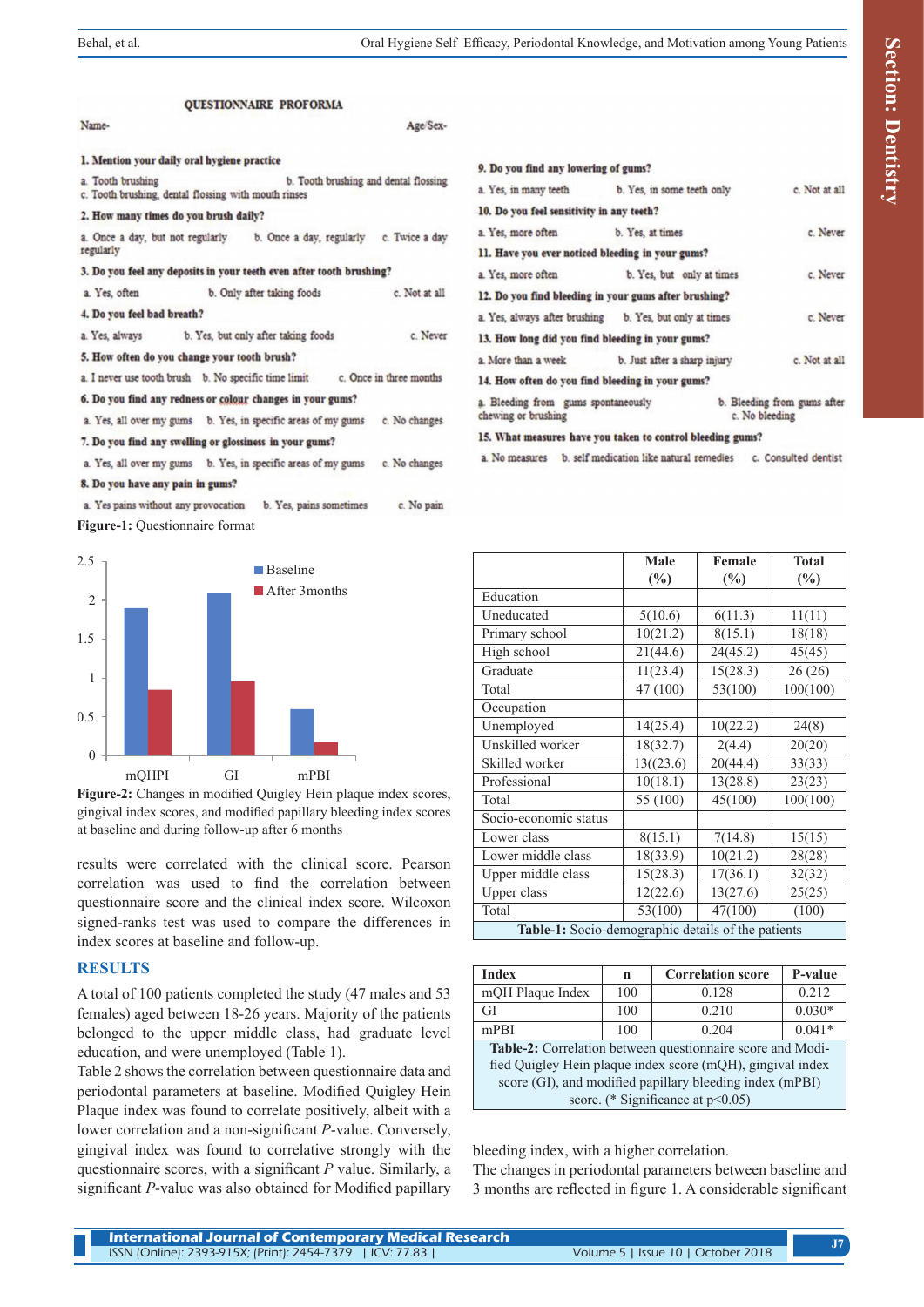**QUESTIONNAIRE PROFORMA**

Name- Age/Sex-

**1. Mention your daily oral hygiene practice**

a. Tooth brushing b. Tooth brushing and dental flossing c. Tooth brushing, dental flossing with mouth rinses

**2. How many times do you brush daily?**

a. Once a day, but not regularly b. Once a day, regularly c. Twice a day regularly

**3. Do you feel any deposits in your teeth even after tooth brushing?**

a. Yes, often b. Only after taking foods c. Not at all

**4. Do you feel bad breath?**

a. Yes, always b. Yes, but only after taking foods c. Never

**5. How often do you change your tooth brush?**

a. I never use tooth brush b. No specific time limit c. Once in three months

**6. Do you find any redness or colour changes in your gums?**

a. Yes, all over my gums b. Yes, in specific areas of my gums c. No changes

**7. Do you find any swelling or glossiness in your gums?**

a. Yes, all over my gums b. Yes, in specific areas of my gums c. No changes

**8. Do you have any pain in gums?**

a. Yes pains without any provocation b. Yes, pains sometimes c. No pain

**9. Do you find any lowering of gums?**

a. Yes, in many teeth b. Yes, in some teeth only c. Not at all

**10. Do you feel sensitivity in any teeth?**

a. Yes, more often b. Yes, at times c. Never

**11. Have you ever noticed bleeding in your gums?**

a. Yes, more often b. Yes, but only at times c. Never

**12. Do you find bleeding in your gums after brushing?**

a. Yes, always after brushing b. Yes, but only at times c. Never

**13. How long did you find bleeding in your gums?**

a. More than a week b. Just after a sharp injury c. Not at all

**14. How often do you find bleeding in your gums?**

a. Bleeding from gums spontaneously b. Bleeding from gums after chewing or brushing c. No bleeding

**15. What measures have you taken to control bleeding gums?**

a. No measures b. self medication like natural remedies c. Consulted dentist

**Figure-1:** Questionnaire format

**Figure-2:** Changes in modified Quigley Hein plaque index scores, gingival index scores, and modified papillary bleeding index scores at baseline and during follow-up after 6 months

| | Male (%) | Female (%) | Total (%) |
|---|---|---|---|
| Education | | | |
| Uneducated | 5(10.6) | 6(11.3) | 11(11) |
| Primary school | 10(21.2) | 8(15.1) | 18(18) |
| High school | 21(44.6) | 24(45.2) | 45(45) |
| Graduate | 11(23.4) | 15(28.3) | 26 (26) |
| Total | 47 (100) | 53(100) | 100(100) |
| Occupation | | | |
| Unemployed | 14(25.4) | 10(22.2) | 24(8) |
| Unskilled worker | 18(32.7) | 2(4.4) | 20(20) |
| Skilled worker | 13((23.6) | 20(44.4) | 33(33) |
| Professional | 10(18.1) | 13(28.8) | 23(23) |
| Total | 55 (100) | 45(100) | 100(100) |
| Socio-economic status | | | |
| Lower class | 8(15.1) | 7(14.8) | 15(15) |
| Lower middle class | 18(33.9) | 10(21.2) | 28(28) |
| Upper middle class | 15(28.3) | 17(36.1) | 32(32) |
| Upper class | 12(22.6) | 13(27.6) | 25(25) |
| Total | 53(100) | 47(100) | (100) |

**Table-1:** Socio-demographic details of the patients

results were correlated with the clinical score. Pearson correlation was used to find the correlation between questionnaire score and the clinical index score. Wilcoxon signed-ranks test was used to compare the differences in index scores at baseline and follow-up.

## RESULTS

A total of 100 patients completed the study (47 males and 53 females) aged between 18-26 years. Majority of the patients belonged to the upper middle class, had graduate level education, and were unemployed (Table 1).

Table 2 shows the correlation between questionnaire data and periodontal parameters at baseline. Modified Quigley Hein Plaque index was found to correlate positively, albeit with a lower correlation and a non-significant *P*-value. Conversely, gingival index was found to correlative strongly with the questionnaire scores, with a significant *P* value. Similarly, a significant *P*-value was also obtained for Modified papillary bleeding index, with a higher correlation.

| Index | n | Correlation score | P-value |
|---|---|---|---|
| mQH Plaque Index | 100 | 0.128 | 0.212 |
| GI | 100 | 0.210 | 0.030* |
| mPBI | 100 | 0.204 | 0.041* |

**Table-2:** Correlation between questionnaire score and Modified Quigley Hein plaque index score (mQH), gingival index score (GI), and modified papillary bleeding index (mPBI) score. (* Significance at p<0.05)

The changes in periodontal parameters between baseline and 3 months are reflected in figure 1. A considerable significant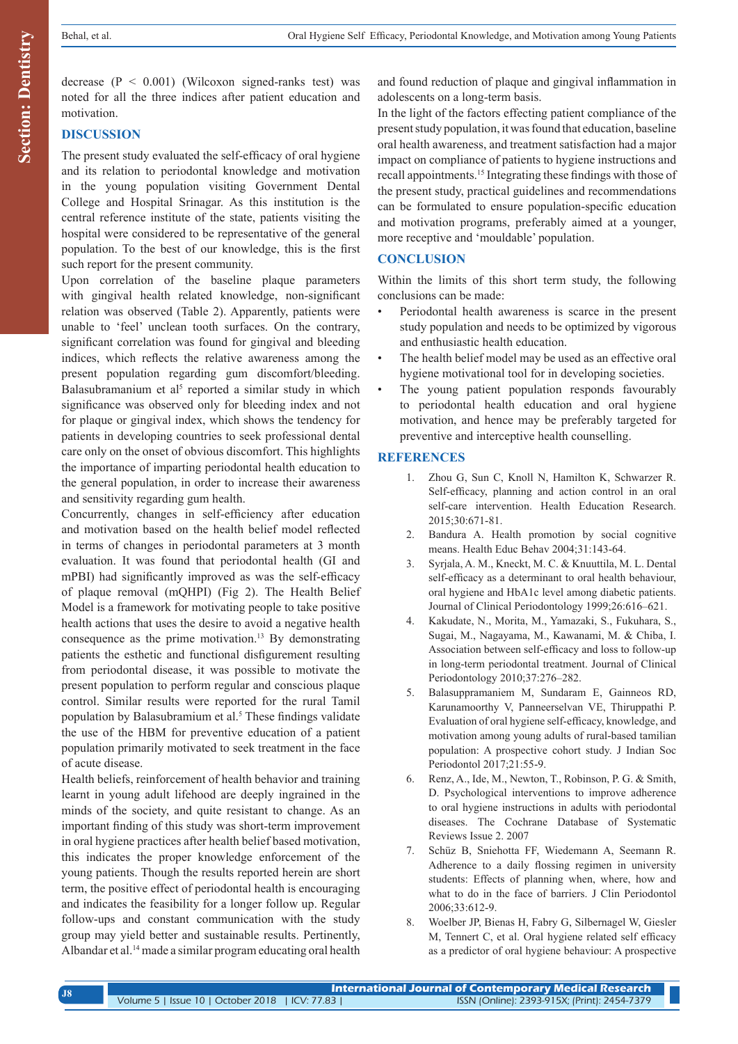decrease ($P < 0.001$) (Wilcoxon signed-ranks test) was noted for all the three indices after patient education and motivation.

## DISCUSSION

The present study evaluated the self-efficacy of oral hygiene and its relation to periodontal knowledge and motivation in the young population visiting Government Dental College and Hospital Srinagar. As this institution is the central reference institute of the state, patients visiting the hospital were considered to be representative of the general population. To the best of our knowledge, this is the first such report for the present community.

Upon correlation of the baseline plaque parameters with gingival health related knowledge, non-significant relation was observed (Table 2). Apparently, patients were unable to 'feel' unclean tooth surfaces. On the contrary, significant correlation was found for gingival and bleeding indices, which reflects the relative awareness among the present population regarding gum discomfort/bleeding. Balasubramanium et al[5] reported a similar study in which significance was observed only for bleeding index and not for plaque or gingival index, which shows the tendency for patients in developing countries to seek professional dental care only on the onset of obvious discomfort. This highlights the importance of imparting periodontal health education to the general population, in order to increase their awareness and sensitivity regarding gum health.

Concurrently, changes in self-efficiency after education and motivation based on the health belief model reflected in terms of changes in periodontal parameters at 3 month evaluation. It was found that periodontal health (GI and mPBI) had significantly improved as was the self-efficacy of plaque removal (mQHPI) (Fig 2). The Health Belief Model is a framework for motivating people to take positive health actions that uses the desire to avoid a negative health consequence as the prime motivation.[13] By demonstrating patients the esthetic and functional disfigurement resulting from periodontal disease, it was possible to motivate the present population to perform regular and conscious plaque control. Similar results were reported for the rural Tamil population by Balasubramium et al.[5] These findings validate the use of the HBM for preventive education of a patient population primarily motivated to seek treatment in the face of acute disease.

Health beliefs, reinforcement of health behavior and training learnt in young adult lifehood are deeply ingrained in the minds of the society, and quite resistant to change. As an important finding of this study was short-term improvement in oral hygiene practices after health belief based motivation, this indicates the proper knowledge enforcement of the young patients. Though the results reported herein are short term, the positive effect of periodontal health is encouraging and indicates the feasibility for a longer follow up. Regular follow-ups and constant communication with the study group may yield better and sustainable results. Pertinently, Albandar et al.[14] made a similar program educating oral health and found reduction of plaque and gingival inflammation in adolescents on a long-term basis.

In the light of the factors effecting patient compliance of the present study population, it was found that education, baseline oral health awareness, and treatment satisfaction had a major impact on compliance of patients to hygiene instructions and recall appointments.[15] Integrating these findings with those of the present study, practical guidelines and recommendations can be formulated to ensure population-specific education and motivation programs, preferably aimed at a younger, more receptive and 'mouldable' population.

## CONCLUSION

Within the limits of this short term study, the following conclusions can be made:

- Periodontal health awareness is scarce in the present study population and needs to be optimized by vigorous and enthusiastic health education.
- The health belief model may be used as an effective oral hygiene motivational tool for in developing societies.
- The young patient population responds favourably to periodontal health education and oral hygiene motivation, and hence may be preferably targeted for preventive and interceptive health counselling.

## REFERENCES

1. Zhou G, Sun C, Knoll N, Hamilton K, Schwarzer R. Self-efficacy, planning and action control in an oral self-care intervention. Health Education Research. 2015;30:671-81.
2. Bandura A. Health promotion by social cognitive means. Health Educ Behav 2004;31:143-64.
3. Syrjala, A. M., Kneckt, M. C. & Knuuttila, M. L. Dental self-efficacy as a determinant to oral health behaviour, oral hygiene and HbA1c level among diabetic patients. Journal of Clinical Periodontology 1999;26:616–621.
4. Kakudate, N., Morita, M., Yamazaki, S., Fukuhara, S., Sugai, M., Nagayama, M., Kawanami, M. & Chiba, I. Association between self-efficacy and loss to follow-up in long-term periodontal treatment. Journal of Clinical Periodontology 2010;37:276–282.
5. Balasuppramaniem M, Sundaram E, Gainneos RD, Karunamoorthy V, Panneerselvan VE, Thiruppathi P. Evaluation of oral hygiene self-efficacy, knowledge, and motivation among young adults of rural-based tamilian population: A prospective cohort study. J Indian Soc Periodontol 2017;21:55-9.
6. Renz, A., Ide, M., Newton, T., Robinson, P. G. & Smith, D. Psychological interventions to improve adherence to oral hygiene instructions in adults with periodontal diseases. The Cochrane Database of Systematic Reviews Issue 2. 2007
7. Schüz B, Sniehotta FF, Wiedemann A, Seemann R. Adherence to a daily flossing regimen in university students: Effects of planning when, where, how and what to do in the face of barriers. J Clin Periodontol 2006;33:612-9.
8. Woelber JP, Bienas H, Fabry G, Silbernagel W, Giesler M, Tennert C, et al. Oral hygiene related self efficacy as a predictor of oral hygiene behaviour: A prospective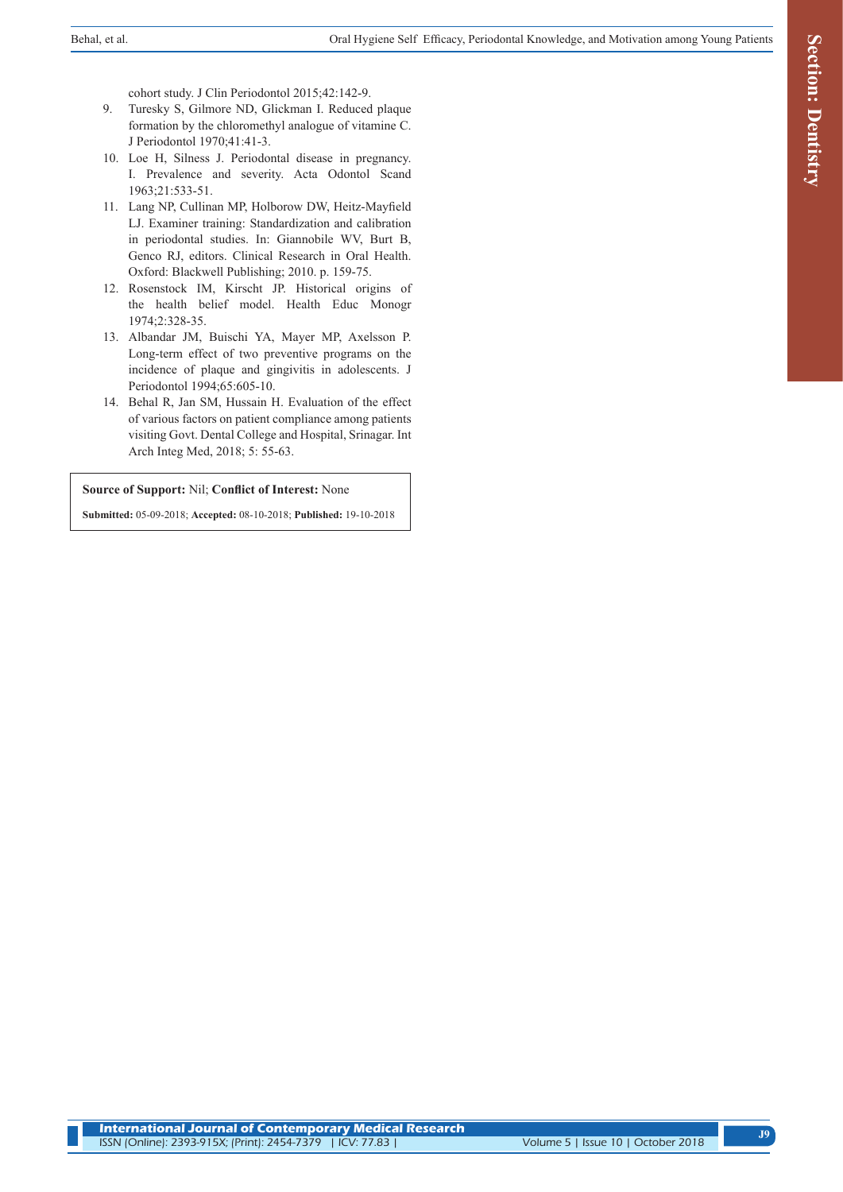cohort study. J Clin Periodontol 2015;42:142-9.

9. Turesky S, Gilmore ND, Glickman I. Reduced plaque formation by the chloromethyl analogue of vitamine C. J Periodontol 1970;41:41-3.
10. Loe H, Silness J. Periodontal disease in pregnancy. I. Prevalence and severity. Acta Odontol Scand 1963;21:533-51.
11. Lang NP, Cullinan MP, Holborow DW, Heitz-Mayfield LJ. Examiner training: Standardization and calibration in periodontal studies. In: Giannobile WV, Burt B, Genco RJ, editors. Clinical Research in Oral Health. Oxford: Blackwell Publishing; 2010. p. 159-75.
12. Rosenstock IM, Kirscht JP. Historical origins of the health belief model. Health Educ Monogr 1974;2:328-35.
13. Albandar JM, Buischi YA, Mayer MP, Axelsson P. Long-term effect of two preventive programs on the incidence of plaque and gingivitis in adolescents. J Periodontol 1994;65:605-10.
14. Behal R, Jan SM, Hussain H. Evaluation of the effect of various factors on patient compliance among patients visiting Govt. Dental College and Hospital, Srinagar. Int Arch Integ Med, 2018; 5: 55-63.

**Source of Support:** Nil; **Conflict of Interest:** None

**Submitted:** 05-09-2018; **Accepted:** 08-10-2018; **Published:** 19-10-2018